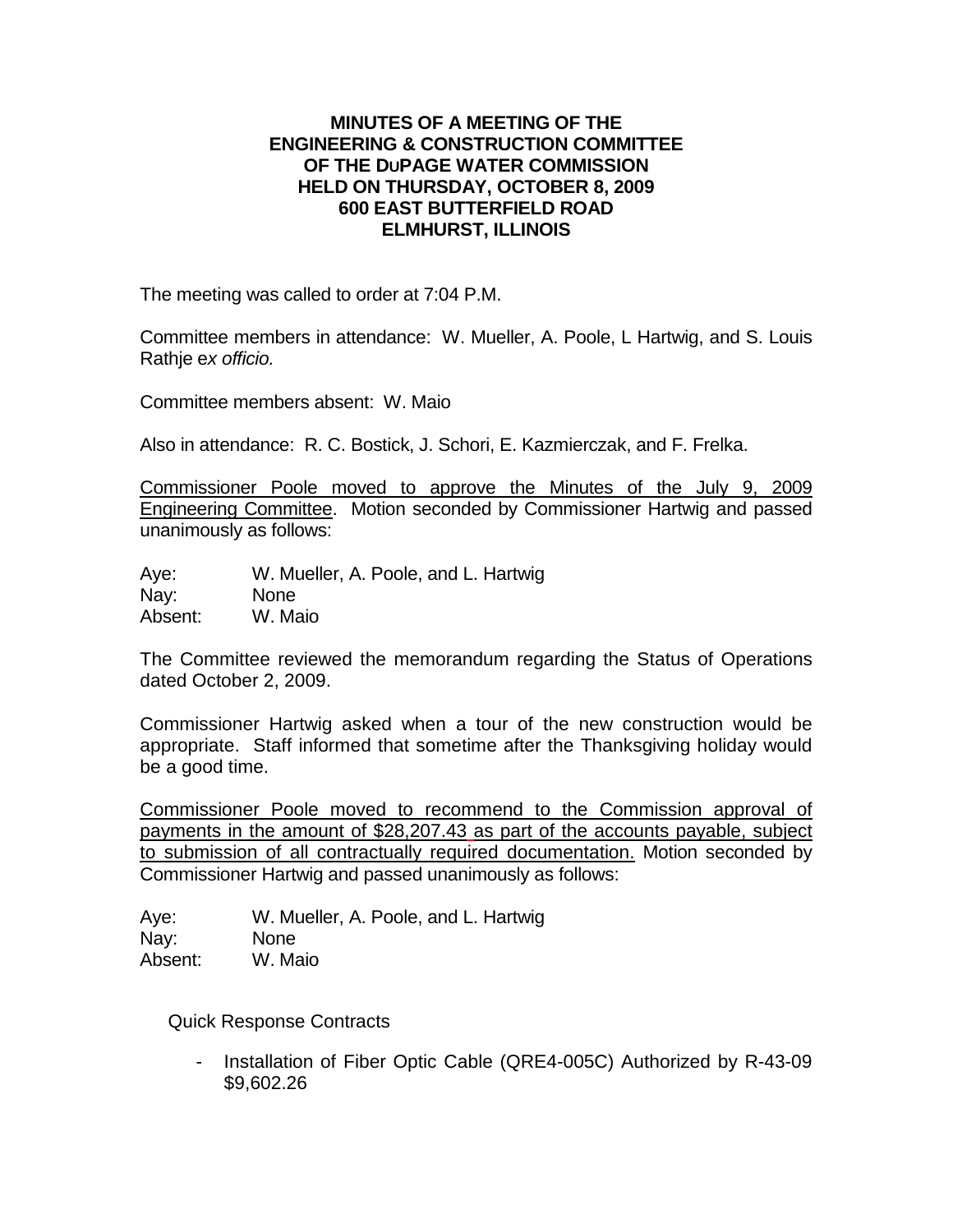**MINUTES OF A MEETING OF THE ENGINEERING & CONSTRUCTION COMMITTEE OF THE DUPAGE WATER COMMISSION HELD ON THURSDAY, OCTOBER 8, 2009 600 EAST BUTTERFIELD ROAD ELMHURST, ILLINOIS**

The meeting was called to order at 7:04 P.M.

Committee members in attendance: W. Mueller, A. Poole, L Hartwig, and S. Louis Rathje e*x officio.*

Committee members absent: W. Maio

Also in attendance: R. C. Bostick, J. Schori, E. Kazmierczak, and F. Frelka.

Commissioner Poole moved to approve the Minutes of the July 9, 2009 Engineering Committee. Motion seconded by Commissioner Hartwig and passed unanimously as follows:

Aye: W. Mueller, A. Poole, and L. Hartwig
Nay: None
Absent: W. Maio

The Committee reviewed the memorandum regarding the Status of Operations dated October 2, 2009.

Commissioner Hartwig asked when a tour of the new construction would be appropriate. Staff informed that sometime after the Thanksgiving holiday would be a good time.

Commissioner Poole moved to recommend to the Commission approval of payments in the amount of $28,207.43 as part of the accounts payable, subject to submission of all contractually required documentation. Motion seconded by Commissioner Hartwig and passed unanimously as follows:

Aye: W. Mueller, A. Poole, and L. Hartwig
Nay: None
Absent: W. Maio

Quick Response Contracts

- Installation of Fiber Optic Cable (QRE4-005C) Authorized by R-43-09 $9,602.26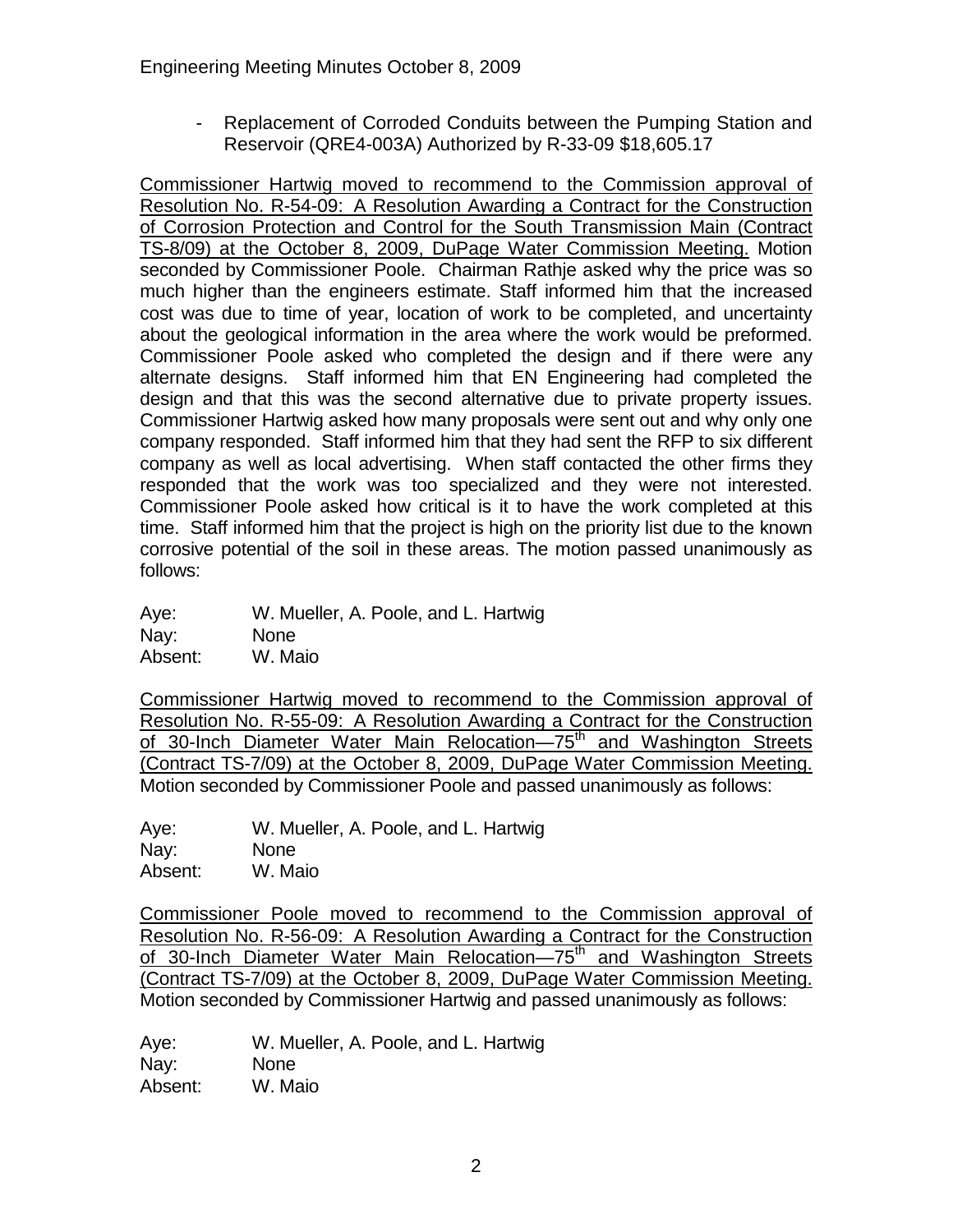- Replacement of Corroded Conduits between the Pumping Station and Reservoir (QRE4-003A) Authorized by R-33-09 $18,605.17

Commissioner Hartwig moved to recommend to the Commission approval of Resolution No. R-54-09: A Resolution Awarding a Contract for the Construction of Corrosion Protection and Control for the South Transmission Main (Contract TS-8/09) at the October 8, 2009, DuPage Water Commission Meeting. Motion seconded by Commissioner Poole. Chairman Rathje asked why the price was so much higher than the engineers estimate. Staff informed him that the increased cost was due to time of year, location of work to be completed, and uncertainty about the geological information in the area where the work would be preformed. Commissioner Poole asked who completed the design and if there were any alternate designs. Staff informed him that EN Engineering had completed the design and that this was the second alternative due to private property issues. Commissioner Hartwig asked how many proposals were sent out and why only one company responded. Staff informed him that they had sent the RFP to six different company as well as local advertising. When staff contacted the other firms they responded that the work was too specialized and they were not interested. Commissioner Poole asked how critical is it to have the work completed at this time. Staff informed him that the project is high on the priority list due to the known corrosive potential of the soil in these areas. The motion passed unanimously as follows:

Aye: W. Mueller, A. Poole, and L. Hartwig
Nay: None
Absent: W. Maio

Commissioner Hartwig moved to recommend to the Commission approval of Resolution No. R-55-09: A Resolution Awarding a Contract for the Construction of 30-Inch Diameter Water Main Relocation—75th and Washington Streets (Contract TS-7/09) at the October 8, 2009, DuPage Water Commission Meeting. Motion seconded by Commissioner Poole and passed unanimously as follows:

Aye: W. Mueller, A. Poole, and L. Hartwig
Nay: None
Absent: W. Maio

Commissioner Poole moved to recommend to the Commission approval of Resolution No. R-56-09: A Resolution Awarding a Contract for the Construction of 30-Inch Diameter Water Main Relocation—75th and Washington Streets (Contract TS-7/09) at the October 8, 2009, DuPage Water Commission Meeting. Motion seconded by Commissioner Hartwig and passed unanimously as follows:

Aye: W. Mueller, A. Poole, and L. Hartwig
Nay: None
Absent: W. Maio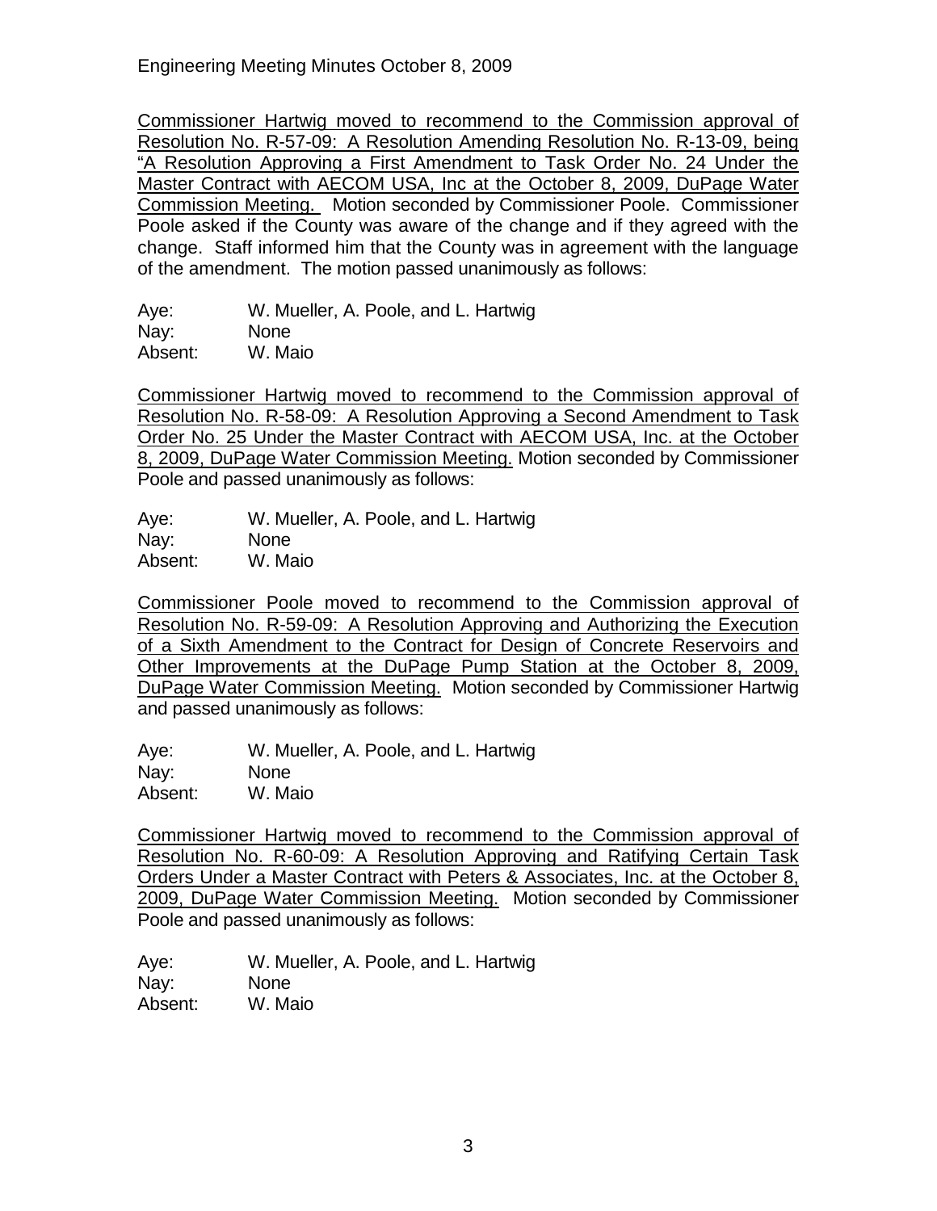<u>Commissioner Hartwig moved to recommend to the Commission approval of Resolution No. R-57-09: A Resolution Amending Resolution No. R-13-09, being "A Resolution Approving a First Amendment to Task Order No. 24 Under the Master Contract with AECOM USA, Inc at the October 8, 2009, DuPage Water Commission Meeting.</u> Motion seconded by Commissioner Poole. Commissioner Poole asked if the County was aware of the change and if they agreed with the change. Staff informed him that the County was in agreement with the language of the amendment. The motion passed unanimously as follows:

Aye: W. Mueller, A. Poole, and L. Hartwig
Nay: None
Absent: W. Maio

<u>Commissioner Hartwig moved to recommend to the Commission approval of Resolution No. R-58-09: A Resolution Approving a Second Amendment to Task Order No. 25 Under the Master Contract with AECOM USA, Inc. at the October 8, 2009, DuPage Water Commission Meeting.</u> Motion seconded by Commissioner Poole and passed unanimously as follows:

Aye: W. Mueller, A. Poole, and L. Hartwig
Nay: None
Absent: W. Maio

<u>Commissioner Poole moved to recommend to the Commission approval of Resolution No. R-59-09: A Resolution Approving and Authorizing the Execution of a Sixth Amendment to the Contract for Design of Concrete Reservoirs and Other Improvements at the DuPage Pump Station at the October 8, 2009, DuPage Water Commission Meeting.</u> Motion seconded by Commissioner Hartwig and passed unanimously as follows:

Aye: W. Mueller, A. Poole, and L. Hartwig
Nay: None
Absent: W. Maio

<u>Commissioner Hartwig moved to recommend to the Commission approval of Resolution No. R-60-09: A Resolution Approving and Ratifying Certain Task Orders Under a Master Contract with Peters & Associates, Inc. at the October 8, 2009, DuPage Water Commission Meeting.</u> Motion seconded by Commissioner Poole and passed unanimously as follows:

Aye: W. Mueller, A. Poole, and L. Hartwig
Nay: None
Absent: W. Maio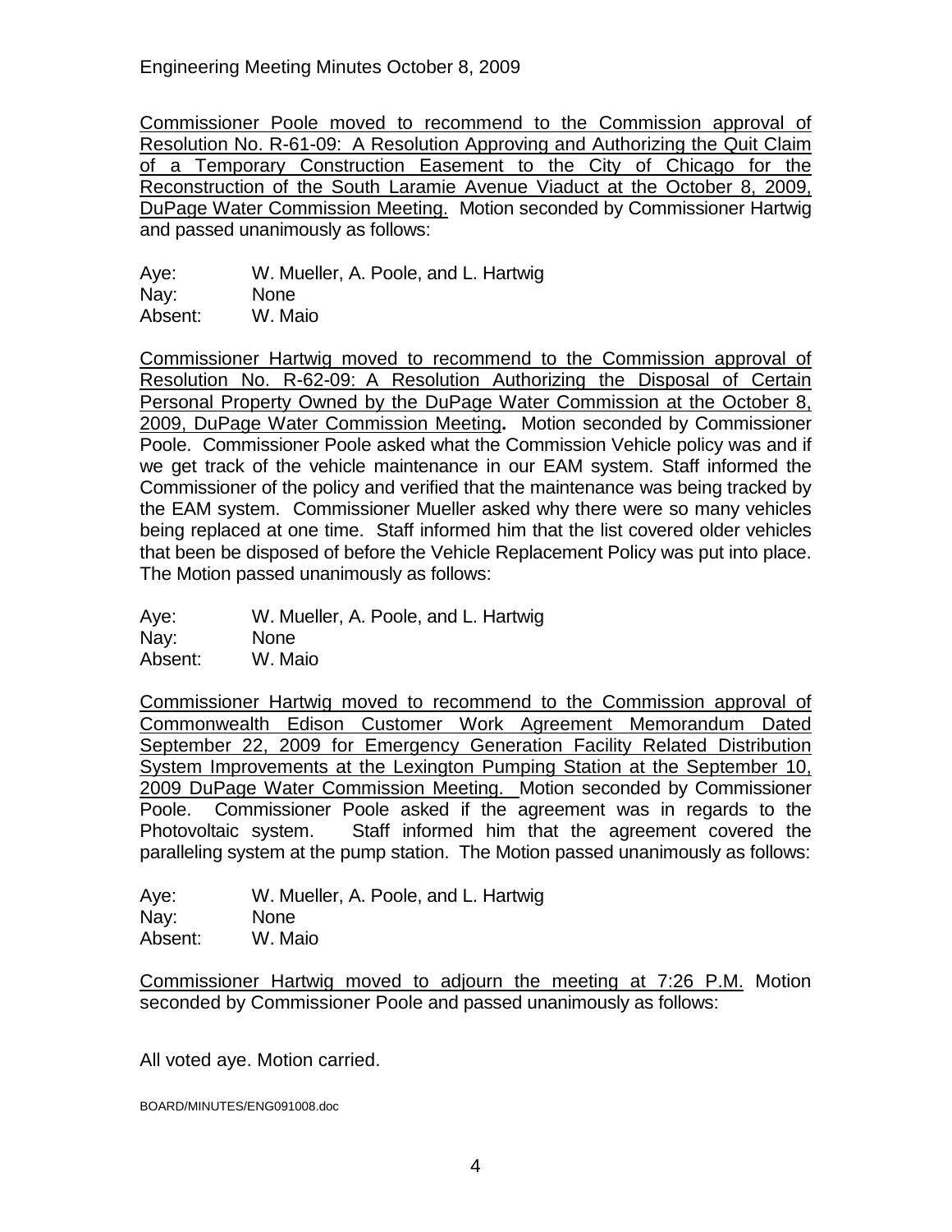Commissioner Poole moved to recommend to the Commission approval of Resolution No. R-61-09: A Resolution Approving and Authorizing the Quit Claim of a Temporary Construction Easement to the City of Chicago for the Reconstruction of the South Laramie Avenue Viaduct at the October 8, 2009, DuPage Water Commission Meeting. Motion seconded by Commissioner Hartwig and passed unanimously as follows:

Aye: W. Mueller, A. Poole, and L. Hartwig
Nay: None
Absent: W. Maio

Commissioner Hartwig moved to recommend to the Commission approval of Resolution No. R-62-09: A Resolution Authorizing the Disposal of Certain Personal Property Owned by the DuPage Water Commission at the October 8, 2009, DuPage Water Commission Meeting**.** Motion seconded by Commissioner Poole. Commissioner Poole asked what the Commission Vehicle policy was and if we get track of the vehicle maintenance in our EAM system. Staff informed the Commissioner of the policy and verified that the maintenance was being tracked by the EAM system. Commissioner Mueller asked why there were so many vehicles being replaced at one time. Staff informed him that the list covered older vehicles that been be disposed of before the Vehicle Replacement Policy was put into place. The Motion passed unanimously as follows:

Aye: W. Mueller, A. Poole, and L. Hartwig
Nay: None
Absent: W. Maio

Commissioner Hartwig moved to recommend to the Commission approval of Commonwealth Edison Customer Work Agreement Memorandum Dated September 22, 2009 for Emergency Generation Facility Related Distribution System Improvements at the Lexington Pumping Station at the September 10, 2009 DuPage Water Commission Meeting. Motion seconded by Commissioner Poole. Commissioner Poole asked if the agreement was in regards to the Photovoltaic system. Staff informed him that the agreement covered the paralleling system at the pump station. The Motion passed unanimously as follows:

Aye: W. Mueller, A. Poole, and L. Hartwig
Nay: None
Absent: W. Maio

Commissioner Hartwig moved to adjourn the meeting at 7:26 P.M. Motion seconded by Commissioner Poole and passed unanimously as follows:

All voted aye. Motion carried.

BOARD/MINUTES/ENG091008.doc